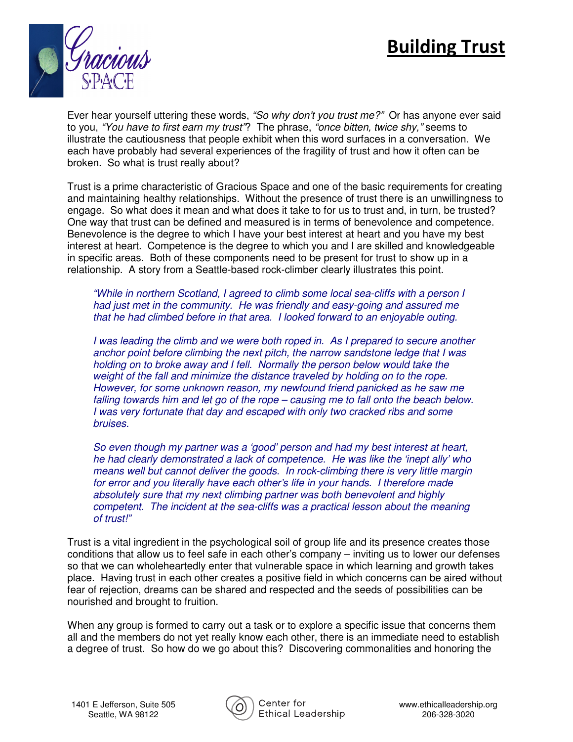# Building Trust

Ever hear yourself uttering these words, *"So why don't you trust me?"* Or has anyone ever said to you, *"You have to first earn my trust"*? The phrase, *"once bitten, twice shy,"* seems to illustrate the cautiousness that people exhibit when this word surfaces in a conversation. We each have probably had several experiences of the fragility of trust and how it often can be broken. So what is trust really about?

Trust is a prime characteristic of Gracious Space and one of the basic requirements for creating and maintaining healthy relationships. Without the presence of trust there is an unwillingness to engage. So what does it mean and what does it take to for us to trust and, in turn, be trusted? One way that trust can be defined and measured is in terms of benevolence and competence. Benevolence is the degree to which I have your best interest at heart and you have my best interest at heart. Competence is the degree to which you and I are skilled and knowledgeable in specific areas. Both of these components need to be present for trust to show up in a relationship. A story from a Seattle-based rock-climber clearly illustrates this point.

> *"While in northern Scotland, I agreed to climb some local sea-cliffs with a person I had just met in the community. He was friendly and easy-going and assured me that he had climbed before in that area. I looked forward to an enjoyable outing.*
>
> *I was leading the climb and we were both roped in. As I prepared to secure another anchor point before climbing the next pitch, the narrow sandstone ledge that I was holding on to broke away and I fell. Normally the person below would take the weight of the fall and minimize the distance traveled by holding on to the rope. However, for some unknown reason, my newfound friend panicked as he saw me falling towards him and let go of the rope – causing me to fall onto the beach below. I was very fortunate that day and escaped with only two cracked ribs and some bruises.*
>
> *So even though my partner was a 'good' person and had my best interest at heart, he had clearly demonstrated a lack of competence. He was like the 'inept ally' who means well but cannot deliver the goods. In rock-climbing there is very little margin for error and you literally have each other's life in your hands. I therefore made absolutely sure that my next climbing partner was both benevolent and highly competent. The incident at the sea-cliffs was a practical lesson about the meaning of trust!"*

Trust is a vital ingredient in the psychological soil of group life and its presence creates those conditions that allow us to feel safe in each other's company – inviting us to lower our defenses so that we can wholeheartedly enter that vulnerable space in which learning and growth takes place. Having trust in each other creates a positive field in which concerns can be aired without fear of rejection, dreams can be shared and respected and the seeds of possibilities can be nourished and brought to fruition.

When any group is formed to carry out a task or to explore a specific issue that concerns them all and the members do not yet really know each other, there is an immediate need to establish a degree of trust. So how do we go about this? Discovering commonalities and honoring the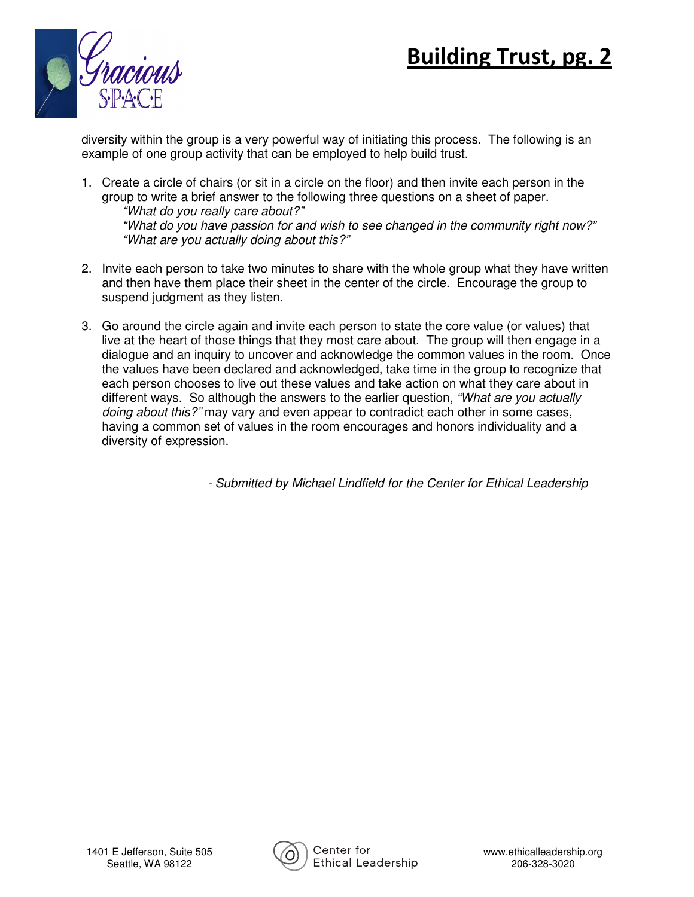# Building Trust, pg. 2

diversity within the group is a very powerful way of initiating this process. The following is an example of one group activity that can be employed to help build trust.

1. Create a circle of chairs (or sit in a circle on the floor) and then invite each person in the group to write a brief answer to the following three questions on a sheet of paper.
   *"What do you really care about?"*
   *"What do you have passion for and wish to see changed in the community right now?"*
   *"What are you actually doing about this?"*

2. Invite each person to take two minutes to share with the whole group what they have written and then have them place their sheet in the center of the circle. Encourage the group to suspend judgment as they listen.

3. Go around the circle again and invite each person to state the core value (or values) that live at the heart of those things that they most care about. The group will then engage in a dialogue and an inquiry to uncover and acknowledge the common values in the room. Once the values have been declared and acknowledged, take time in the group to recognize that each person chooses to live out these values and take action on what they care about in different ways. So although the answers to the earlier question, *"What are you actually doing about this?"* may vary and even appear to contradict each other in some cases, having a common set of values in the room encourages and honors individuality and a diversity of expression.

*- Submitted by Michael Lindfield for the Center for Ethical Leadership*

1401 E Jefferson, Suite 505
Seattle, WA 98122

Center for Ethical Leadership

www.ethicalleadership.org
206-328-3020